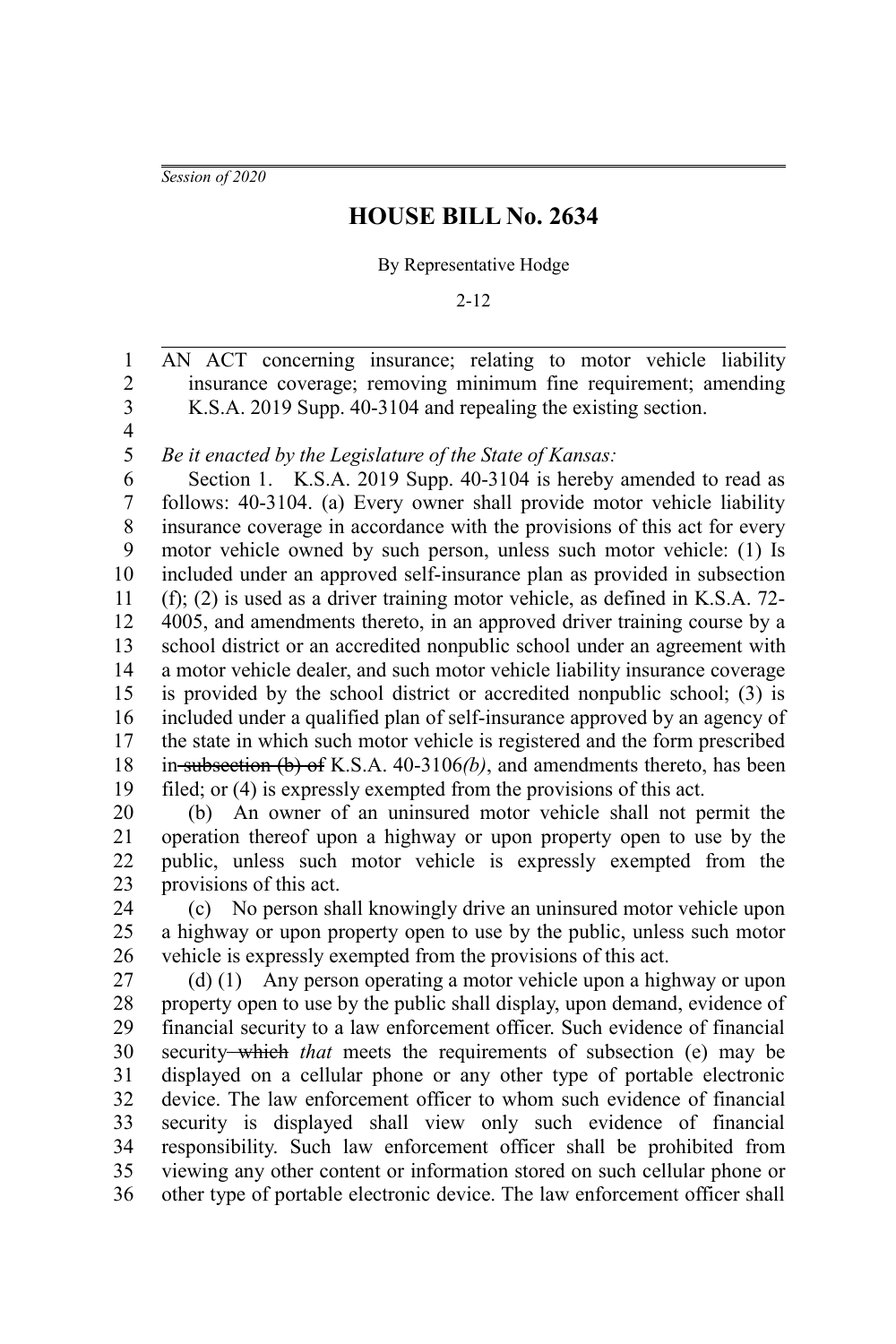*Session of 2020*

# HOUSE BILL No. 2634

By Representative Hodge

2-12

AN ACT concerning insurance; relating to motor vehicle liability insurance coverage; removing minimum fine requirement; amending K.S.A. 2019 Supp. 40-3104 and repealing the existing section.

*Be it enacted by the Legislature of the State of Kansas:*

Section 1. K.S.A. 2019 Supp. 40-3104 is hereby amended to read as follows: 40-3104. (a) Every owner shall provide motor vehicle liability insurance coverage in accordance with the provisions of this act for every motor vehicle owned by such person, unless such motor vehicle: (1) Is included under an approved self-insurance plan as provided in subsection (f); (2) is used as a driver training motor vehicle, as defined in K.S.A. 72-4005, and amendments thereto, in an approved driver training course by a school district or an accredited nonpublic school under an agreement with a motor vehicle dealer, and such motor vehicle liability insurance coverage is provided by the school district or accredited nonpublic school; (3) is included under a qualified plan of self-insurance approved by an agency of the state in which such motor vehicle is registered and the form prescribed in ~~subsection (b) of~~ K.S.A. 40-3106*(b)*, and amendments thereto, has been filed; or (4) is expressly exempted from the provisions of this act.

(b) An owner of an uninsured motor vehicle shall not permit the operation thereof upon a highway or upon property open to use by the public, unless such motor vehicle is expressly exempted from the provisions of this act.

(c) No person shall knowingly drive an uninsured motor vehicle upon a highway or upon property open to use by the public, unless such motor vehicle is expressly exempted from the provisions of this act.

(d) (1) Any person operating a motor vehicle upon a highway or upon property open to use by the public shall display, upon demand, evidence of financial security to a law enforcement officer. Such evidence of financial security ~~which~~ *that* meets the requirements of subsection (e) may be displayed on a cellular phone or any other type of portable electronic device. The law enforcement officer to whom such evidence of financial security is displayed shall view only such evidence of financial responsibility. Such law enforcement officer shall be prohibited from viewing any other content or information stored on such cellular phone or other type of portable electronic device. The law enforcement officer shall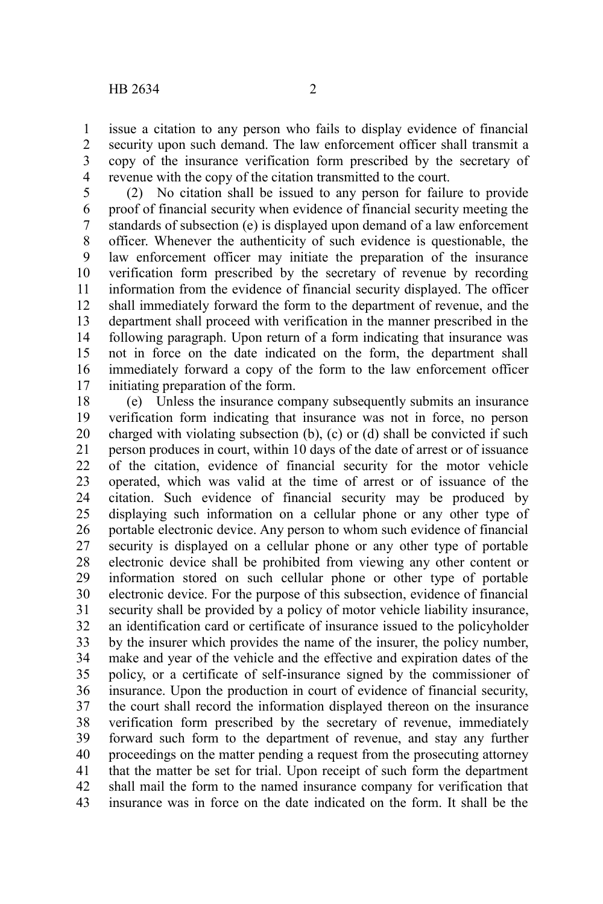issue a citation to any person who fails to display evidence of financial security upon such demand. The law enforcement officer shall transmit a copy of the insurance verification form prescribed by the secretary of revenue with the copy of the citation transmitted to the court.

(2) No citation shall be issued to any person for failure to provide proof of financial security when evidence of financial security meeting the standards of subsection (e) is displayed upon demand of a law enforcement officer. Whenever the authenticity of such evidence is questionable, the law enforcement officer may initiate the preparation of the insurance verification form prescribed by the secretary of revenue by recording information from the evidence of financial security displayed. The officer shall immediately forward the form to the department of revenue, and the department shall proceed with verification in the manner prescribed in the following paragraph. Upon return of a form indicating that insurance was not in force on the date indicated on the form, the department shall immediately forward a copy of the form to the law enforcement officer initiating preparation of the form.

(e) Unless the insurance company subsequently submits an insurance verification form indicating that insurance was not in force, no person charged with violating subsection (b), (c) or (d) shall be convicted if such person produces in court, within 10 days of the date of arrest or of issuance of the citation, evidence of financial security for the motor vehicle operated, which was valid at the time of arrest or of issuance of the citation. Such evidence of financial security may be produced by displaying such information on a cellular phone or any other type of portable electronic device. Any person to whom such evidence of financial security is displayed on a cellular phone or any other type of portable electronic device shall be prohibited from viewing any other content or information stored on such cellular phone or other type of portable electronic device. For the purpose of this subsection, evidence of financial security shall be provided by a policy of motor vehicle liability insurance, an identification card or certificate of insurance issued to the policyholder by the insurer which provides the name of the insurer, the policy number, make and year of the vehicle and the effective and expiration dates of the policy, or a certificate of self-insurance signed by the commissioner of insurance. Upon the production in court of evidence of financial security, the court shall record the information displayed thereon on the insurance verification form prescribed by the secretary of revenue, immediately forward such form to the department of revenue, and stay any further proceedings on the matter pending a request from the prosecuting attorney that the matter be set for trial. Upon receipt of such form the department shall mail the form to the named insurance company for verification that insurance was in force on the date indicated on the form. It shall be the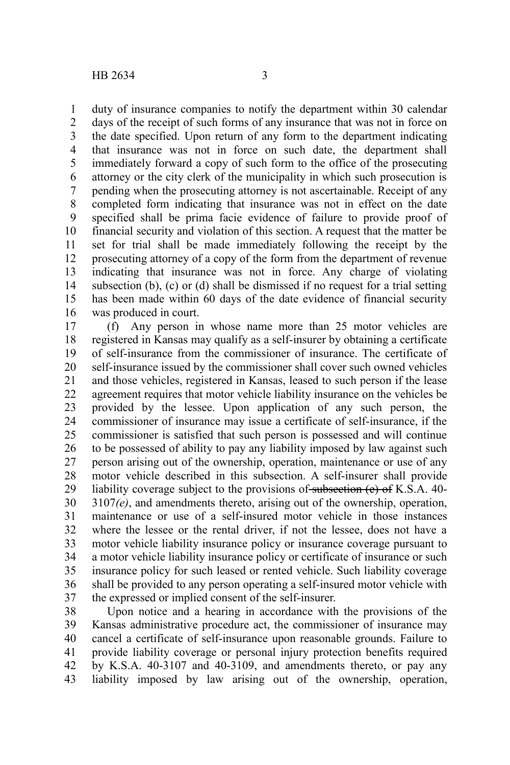duty of insurance companies to notify the department within 30 calendar days of the receipt of such forms of any insurance that was not in force on the date specified. Upon return of any form to the department indicating that insurance was not in force on such date, the department shall immediately forward a copy of such form to the office of the prosecuting attorney or the city clerk of the municipality in which such prosecution is pending when the prosecuting attorney is not ascertainable. Receipt of any completed form indicating that insurance was not in effect on the date specified shall be prima facie evidence of failure to provide proof of financial security and violation of this section. A request that the matter be set for trial shall be made immediately following the receipt by the prosecuting attorney of a copy of the form from the department of revenue indicating that insurance was not in force. Any charge of violating subsection (b), (c) or (d) shall be dismissed if no request for a trial setting has been made within 60 days of the date evidence of financial security was produced in court.

(f) Any person in whose name more than 25 motor vehicles are registered in Kansas may qualify as a self-insurer by obtaining a certificate of self-insurance from the commissioner of insurance. The certificate of self-insurance issued by the commissioner shall cover such owned vehicles and those vehicles, registered in Kansas, leased to such person if the lease agreement requires that motor vehicle liability insurance on the vehicles be provided by the lessee. Upon application of any such person, the commissioner of insurance may issue a certificate of self-insurance, if the commissioner is satisfied that such person is possessed and will continue to be possessed of ability to pay any liability imposed by law against such person arising out of the ownership, operation, maintenance or use of any motor vehicle described in this subsection. A self-insurer shall provide liability coverage subject to the provisions of ~~subsection (e) of~~ K.S.A. 40-3107*(e)*, and amendments thereto, arising out of the ownership, operation, maintenance or use of a self-insured motor vehicle in those instances where the lessee or the rental driver, if not the lessee, does not have a motor vehicle liability insurance policy or insurance coverage pursuant to a motor vehicle liability insurance policy or certificate of insurance or such insurance policy for such leased or rented vehicle. Such liability coverage shall be provided to any person operating a self-insured motor vehicle with the expressed or implied consent of the self-insurer.

Upon notice and a hearing in accordance with the provisions of the Kansas administrative procedure act, the commissioner of insurance may cancel a certificate of self-insurance upon reasonable grounds. Failure to provide liability coverage or personal injury protection benefits required by K.S.A. 40-3107 and 40-3109, and amendments thereto, or pay any liability imposed by law arising out of the ownership, operation,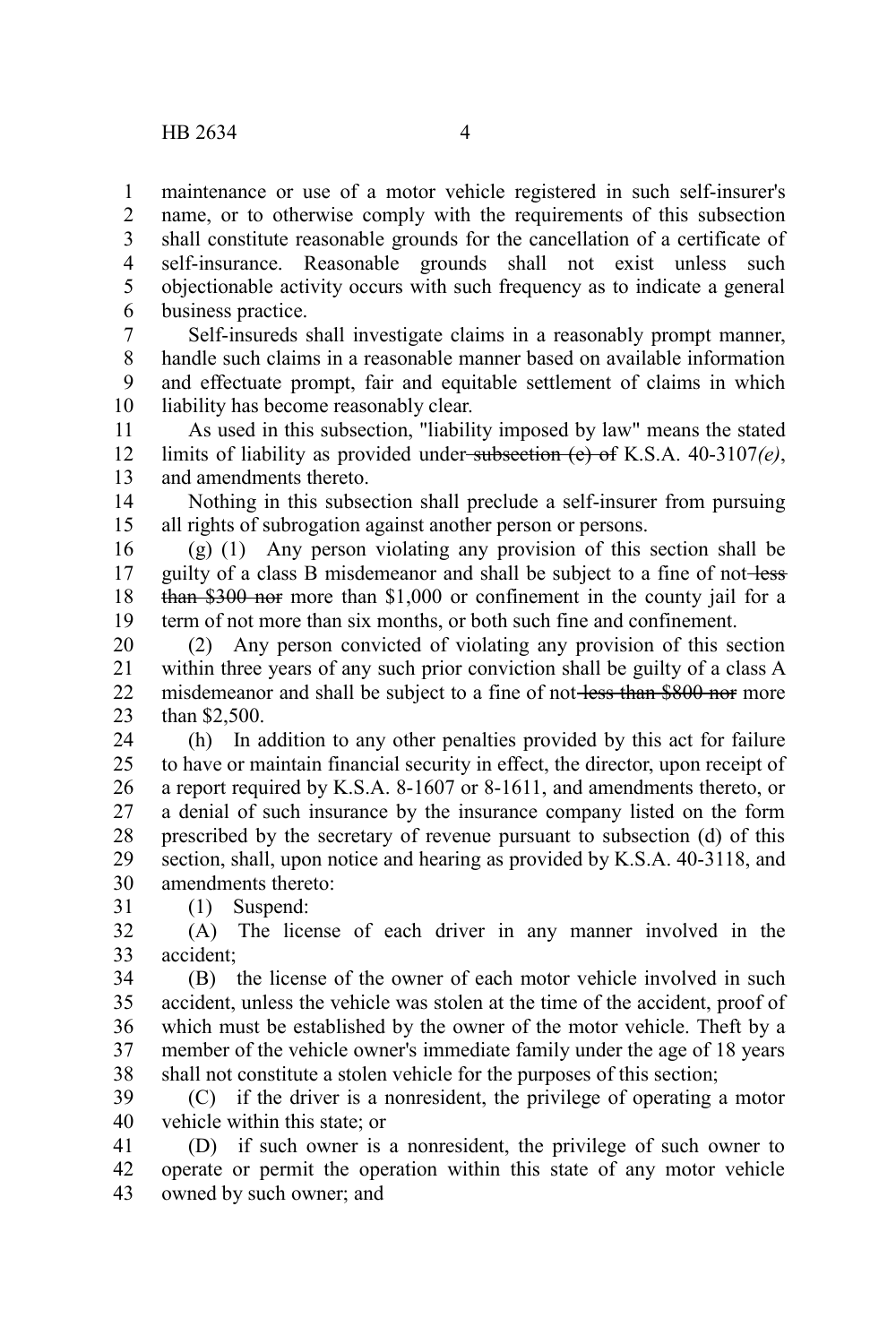maintenance or use of a motor vehicle registered in such self-insurer's name, or to otherwise comply with the requirements of this subsection shall constitute reasonable grounds for the cancellation of a certificate of self-insurance. Reasonable grounds shall not exist unless such objectionable activity occurs with such frequency as to indicate a general business practice.

Self-insureds shall investigate claims in a reasonably prompt manner, handle such claims in a reasonable manner based on available information and effectuate prompt, fair and equitable settlement of claims in which liability has become reasonably clear.

As used in this subsection, "liability imposed by law" means the stated limits of liability as provided under ~~subsection (e) of~~ K.S.A. 40-3107*(e)*, and amendments thereto.

Nothing in this subsection shall preclude a self-insurer from pursuing all rights of subrogation against another person or persons.

(g) (1) Any person violating any provision of this section shall be guilty of a class B misdemeanor and shall be subject to a fine of not ~~less than $300 nor~~ more than $1,000 or confinement in the county jail for a term of not more than six months, or both such fine and confinement.

(2) Any person convicted of violating any provision of this section within three years of any such prior conviction shall be guilty of a class A misdemeanor and shall be subject to a fine of not ~~less than $800 nor~~ more than $2,500.

(h) In addition to any other penalties provided by this act for failure to have or maintain financial security in effect, the director, upon receipt of a report required by K.S.A. 8-1607 or 8-1611, and amendments thereto, or a denial of such insurance by the insurance company listed on the form prescribed by the secretary of revenue pursuant to subsection (d) of this section, shall, upon notice and hearing as provided by K.S.A. 40-3118, and amendments thereto:

(1) Suspend:

(A) The license of each driver in any manner involved in the accident;

(B) the license of the owner of each motor vehicle involved in such accident, unless the vehicle was stolen at the time of the accident, proof of which must be established by the owner of the motor vehicle. Theft by a member of the vehicle owner's immediate family under the age of 18 years shall not constitute a stolen vehicle for the purposes of this section;

(C) if the driver is a nonresident, the privilege of operating a motor vehicle within this state; or

(D) if such owner is a nonresident, the privilege of such owner to operate or permit the operation within this state of any motor vehicle owned by such owner; and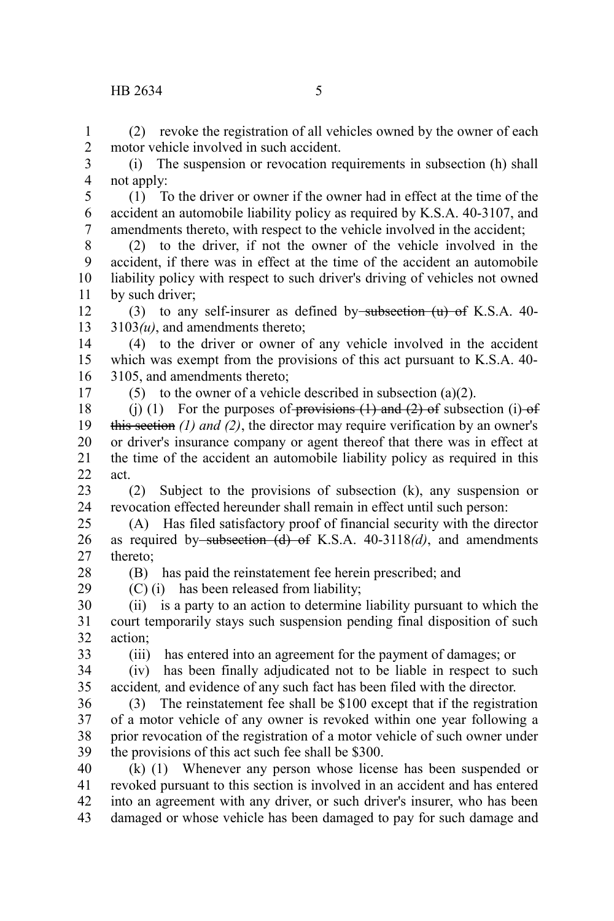(2) revoke the registration of all vehicles owned by the owner of each motor vehicle involved in such accident.

(i) The suspension or revocation requirements in subsection (h) shall not apply:

(1) To the driver or owner if the owner had in effect at the time of the accident an automobile liability policy as required by K.S.A. 40-3107, and amendments thereto, with respect to the vehicle involved in the accident;

(2) to the driver, if not the owner of the vehicle involved in the accident, if there was in effect at the time of the accident an automobile liability policy with respect to such driver's driving of vehicles not owned by such driver;

(3) to any self-insurer as defined by ~~subsection (u) of~~ K.S.A. 40-3103*(u)*, and amendments thereto;

(4) to the driver or owner of any vehicle involved in the accident which was exempt from the provisions of this act pursuant to K.S.A. 40-3105, and amendments thereto;

(5) to the owner of a vehicle described in subsection (a)(2).

(j) (1) For the purposes of ~~provisions (1) and (2) of~~ subsection (i) ~~of this section~~ *(1) and (2)*, the director may require verification by an owner's or driver's insurance company or agent thereof that there was in effect at the time of the accident an automobile liability policy as required in this act.

(2) Subject to the provisions of subsection (k), any suspension or revocation effected hereunder shall remain in effect until such person:

(A) Has filed satisfactory proof of financial security with the director as required by ~~subsection (d) of~~ K.S.A. 40-3118*(d)*, and amendments thereto;

(B) has paid the reinstatement fee herein prescribed; and

(C) (i) has been released from liability;

(ii) is a party to an action to determine liability pursuant to which the court temporarily stays such suspension pending final disposition of such action;

(iii) has entered into an agreement for the payment of damages; or

(iv) has been finally adjudicated not to be liable in respect to such accident, and evidence of any such fact has been filed with the director.

(3) The reinstatement fee shall be $100 except that if the registration of a motor vehicle of any owner is revoked within one year following a prior revocation of the registration of a motor vehicle of such owner under the provisions of this act such fee shall be $300.

(k) (1) Whenever any person whose license has been suspended or revoked pursuant to this section is involved in an accident and has entered into an agreement with any driver, or such driver's insurer, who has been damaged or whose vehicle has been damaged to pay for such damage and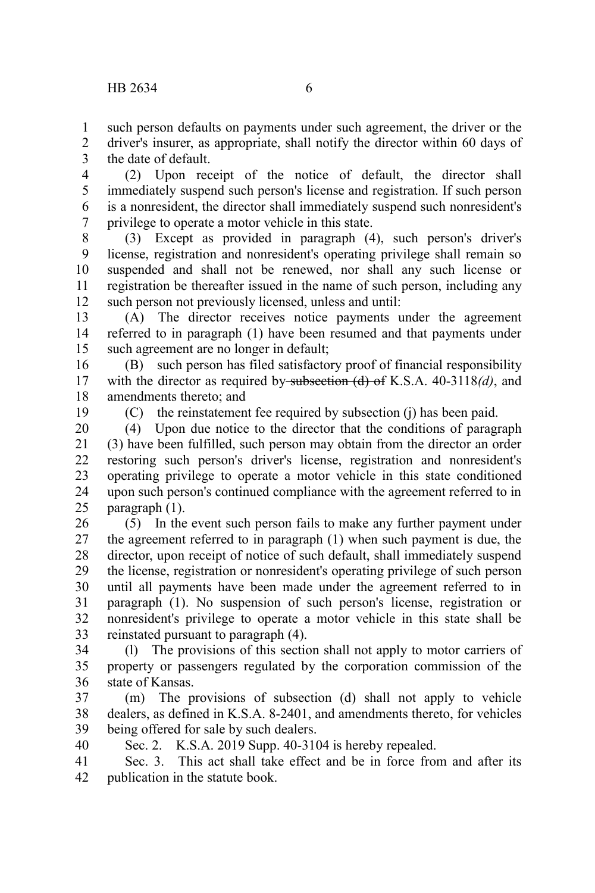such person defaults on payments under such agreement, the driver or the driver's insurer, as appropriate, shall notify the director within 60 days of the date of default.

(2) Upon receipt of the notice of default, the director shall immediately suspend such person's license and registration. If such person is a nonresident, the director shall immediately suspend such nonresident's privilege to operate a motor vehicle in this state.

(3) Except as provided in paragraph (4), such person's driver's license, registration and nonresident's operating privilege shall remain so suspended and shall not be renewed, nor shall any such license or registration be thereafter issued in the name of such person, including any such person not previously licensed, unless and until:

(A) The director receives notice payments under the agreement referred to in paragraph (1) have been resumed and that payments under such agreement are no longer in default;

(B) such person has filed satisfactory proof of financial responsibility with the director as required by ~~subsection (d) of~~ K.S.A. 40-3118*(d)*, and amendments thereto; and

(C) the reinstatement fee required by subsection (j) has been paid.

(4) Upon due notice to the director that the conditions of paragraph (3) have been fulfilled, such person may obtain from the director an order restoring such person's driver's license, registration and nonresident's operating privilege to operate a motor vehicle in this state conditioned upon such person's continued compliance with the agreement referred to in paragraph (1).

(5) In the event such person fails to make any further payment under the agreement referred to in paragraph (1) when such payment is due, the director, upon receipt of notice of such default, shall immediately suspend the license, registration or nonresident's operating privilege of such person until all payments have been made under the agreement referred to in paragraph (1). No suspension of such person's license, registration or nonresident's privilege to operate a motor vehicle in this state shall be reinstated pursuant to paragraph (4).

(l) The provisions of this section shall not apply to motor carriers of property or passengers regulated by the corporation commission of the state of Kansas.

(m) The provisions of subsection (d) shall not apply to vehicle dealers, as defined in K.S.A. 8-2401, and amendments thereto, for vehicles being offered for sale by such dealers.

Sec. 2. K.S.A. 2019 Supp. 40-3104 is hereby repealed.

Sec. 3. This act shall take effect and be in force from and after its publication in the statute book.